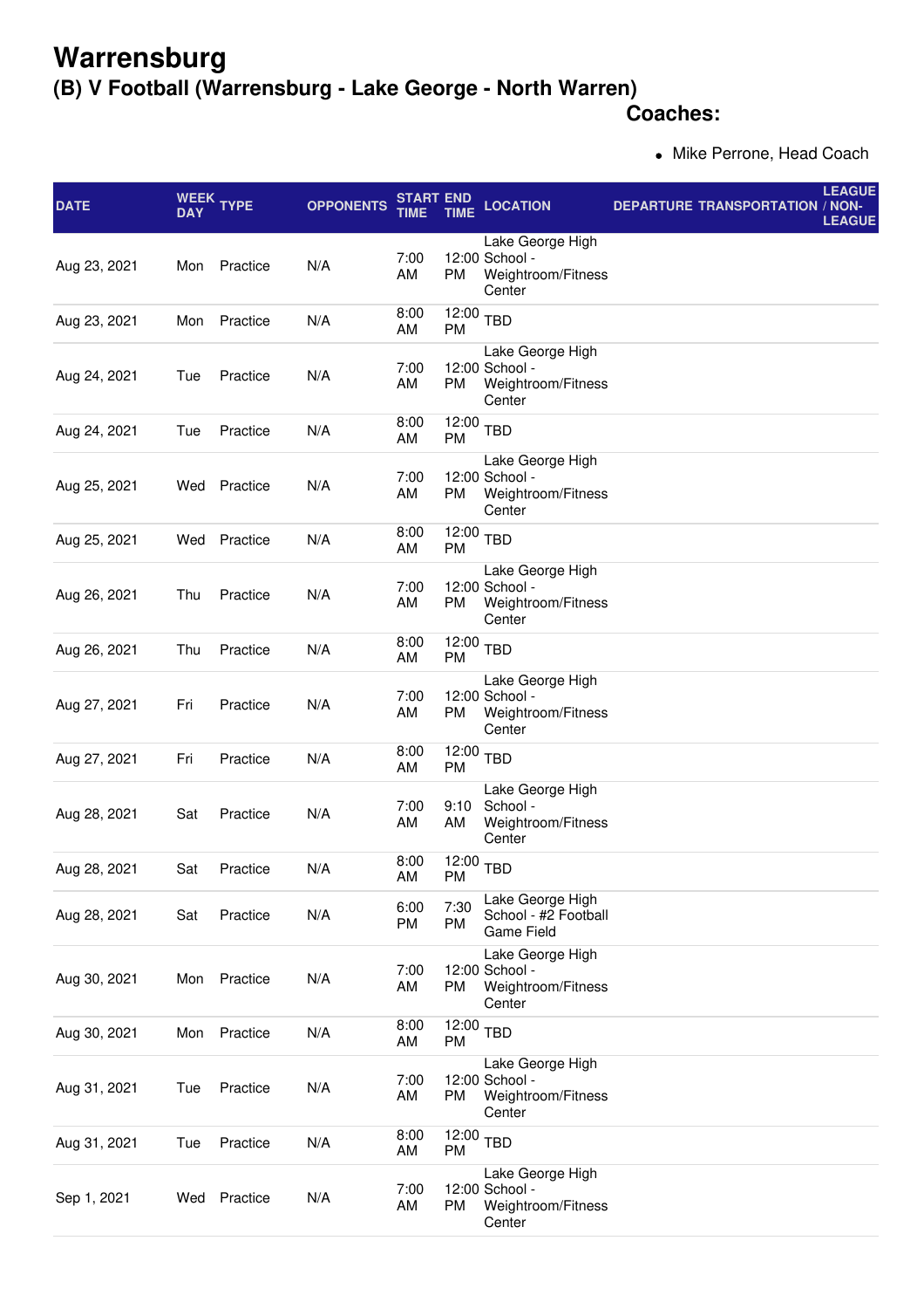# Warrensburg

## (B) V Football (Warrensburg - Lake George - North Warren)

**Coaches:**

- Mike Perrone, Head Coach

| DATE | WEEK DAY | TYPE | OPPONENTS | START TIME | END TIME | LOCATION | DEPARTURE | TRANSPORTATION | LEAGUE / NON-LEAGUE |
|---|---|---|---|---|---|---|---|---|---|
| Aug 23, 2021 | Mon | Practice | N/A | 7:00 AM | 12:00 PM | Lake George High School - Weightroom/Fitness Center | | | |
| Aug 23, 2021 | Mon | Practice | N/A | 8:00 AM | 12:00 PM | TBD | | | |
| Aug 24, 2021 | Tue | Practice | N/A | 7:00 AM | 12:00 PM | Lake George High School - Weightroom/Fitness Center | | | |
| Aug 24, 2021 | Tue | Practice | N/A | 8:00 AM | 12:00 PM | TBD | | | |
| Aug 25, 2021 | Wed | Practice | N/A | 7:00 AM | 12:00 PM | Lake George High School - Weightroom/Fitness Center | | | |
| Aug 25, 2021 | Wed | Practice | N/A | 8:00 AM | 12:00 PM | TBD | | | |
| Aug 26, 2021 | Thu | Practice | N/A | 7:00 AM | 12:00 PM | Lake George High School - Weightroom/Fitness Center | | | |
| Aug 26, 2021 | Thu | Practice | N/A | 8:00 AM | 12:00 PM | TBD | | | |
| Aug 27, 2021 | Fri | Practice | N/A | 7:00 AM | 12:00 PM | Lake George High School - Weightroom/Fitness Center | | | |
| Aug 27, 2021 | Fri | Practice | N/A | 8:00 AM | 12:00 PM | TBD | | | |
| Aug 28, 2021 | Sat | Practice | N/A | 7:00 AM | 9:10 AM | Lake George High School - Weightroom/Fitness Center | | | |
| Aug 28, 2021 | Sat | Practice | N/A | 8:00 AM | 12:00 PM | TBD | | | |
| Aug 28, 2021 | Sat | Practice | N/A | 6:00 PM | 7:30 PM | Lake George High School - #2 Football Game Field | | | |
| Aug 30, 2021 | Mon | Practice | N/A | 7:00 AM | 12:00 PM | Lake George High School - Weightroom/Fitness Center | | | |
| Aug 30, 2021 | Mon | Practice | N/A | 8:00 AM | 12:00 PM | TBD | | | |
| Aug 31, 2021 | Tue | Practice | N/A | 7:00 AM | 12:00 PM | Lake George High School - Weightroom/Fitness Center | | | |
| Aug 31, 2021 | Tue | Practice | N/A | 8:00 AM | 12:00 PM | TBD | | | |
| Sep 1, 2021 | Wed | Practice | N/A | 7:00 AM | 12:00 PM | Lake George High School - Weightroom/Fitness Center | | | |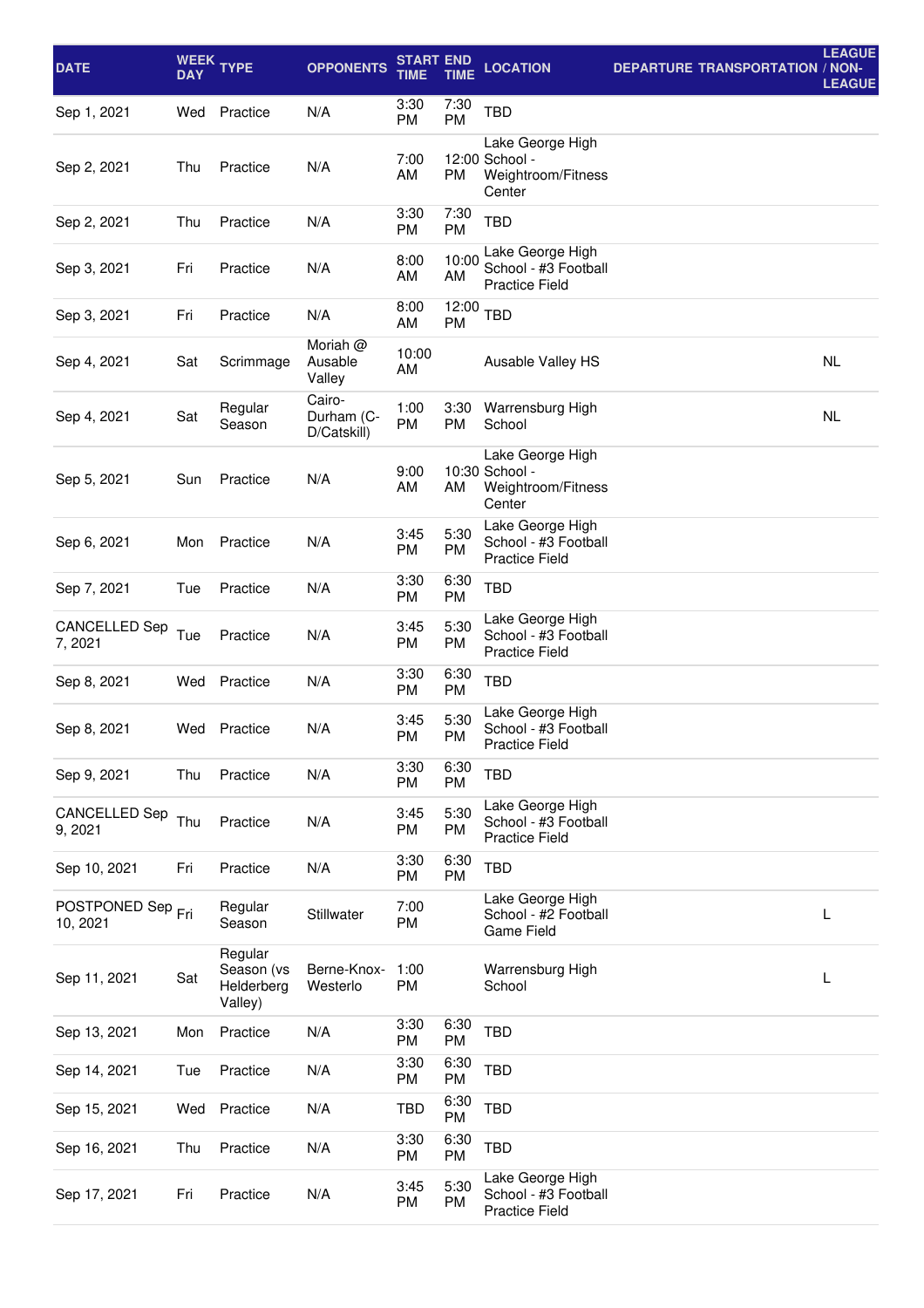| DATE | WEEK DAY | TYPE | OPPONENTS | START TIME | END TIME | LOCATION | DEPARTURE | TRANSPORTATION | LEAGUE / NON-LEAGUE |
|---|---|---|---|---|---|---|---|---|---|
| Sep 1, 2021 | Wed | Practice | N/A | 3:30 PM | 7:30 PM | TBD | | | |
| Sep 2, 2021 | Thu | Practice | N/A | 7:00 AM | 12:00 PM | Lake George High School - Weightroom/Fitness Center | | | |
| Sep 2, 2021 | Thu | Practice | N/A | 3:30 PM | 7:30 PM | TBD | | | |
| Sep 3, 2021 | Fri | Practice | N/A | 8:00 AM | 10:00 AM | Lake George High School - #3 Football Practice Field | | | |
| Sep 3, 2021 | Fri | Practice | N/A | 8:00 AM | 12:00 PM | TBD | | | |
| Sep 4, 2021 | Sat | Scrimmage | Moriah @ Ausable Valley | 10:00 AM | | Ausable Valley HS | | | NL |
| Sep 4, 2021 | Sat | Regular Season | Cairo-Durham (C-D/Catskill) | 1:00 PM | 3:30 PM | Warrensburg High School | | | NL |
| Sep 5, 2021 | Sun | Practice | N/A | 9:00 AM | 10:30 AM | Lake George High School - Weightroom/Fitness Center | | | |
| Sep 6, 2021 | Mon | Practice | N/A | 3:45 PM | 5:30 PM | Lake George High School - #3 Football Practice Field | | | |
| Sep 7, 2021 | Tue | Practice | N/A | 3:30 PM | 6:30 PM | TBD | | | |
| CANCELLED Sep 7, 2021 | Tue | Practice | N/A | 3:45 PM | 5:30 PM | Lake George High School - #3 Football Practice Field | | | |
| Sep 8, 2021 | Wed | Practice | N/A | 3:30 PM | 6:30 PM | TBD | | | |
| Sep 8, 2021 | Wed | Practice | N/A | 3:45 PM | 5:30 PM | Lake George High School - #3 Football Practice Field | | | |
| Sep 9, 2021 | Thu | Practice | N/A | 3:30 PM | 6:30 PM | TBD | | | |
| CANCELLED Sep 9, 2021 | Thu | Practice | N/A | 3:45 PM | 5:30 PM | Lake George High School - #3 Football Practice Field | | | |
| Sep 10, 2021 | Fri | Practice | N/A | 3:30 PM | 6:30 PM | TBD | | | |
| POSTPONED Sep 10, 2021 | Fri | Regular Season | Stillwater | 7:00 PM | | Lake George High School - #2 Football Game Field | | | L |
| Sep 11, 2021 | Sat | Regular Season (vs Helderberg Valley) | Berne-Knox-Westerlo | 1:00 PM | | Warrensburg High School | | | L |
| Sep 13, 2021 | Mon | Practice | N/A | 3:30 PM | 6:30 PM | TBD | | | |
| Sep 14, 2021 | Tue | Practice | N/A | 3:30 PM | 6:30 PM | TBD | | | |
| Sep 15, 2021 | Wed | Practice | N/A | TBD | 6:30 PM | TBD | | | |
| Sep 16, 2021 | Thu | Practice | N/A | 3:30 PM | 6:30 PM | TBD | | | |
| Sep 17, 2021 | Fri | Practice | N/A | 3:45 PM | 5:30 PM | Lake George High School - #3 Football Practice Field | | | |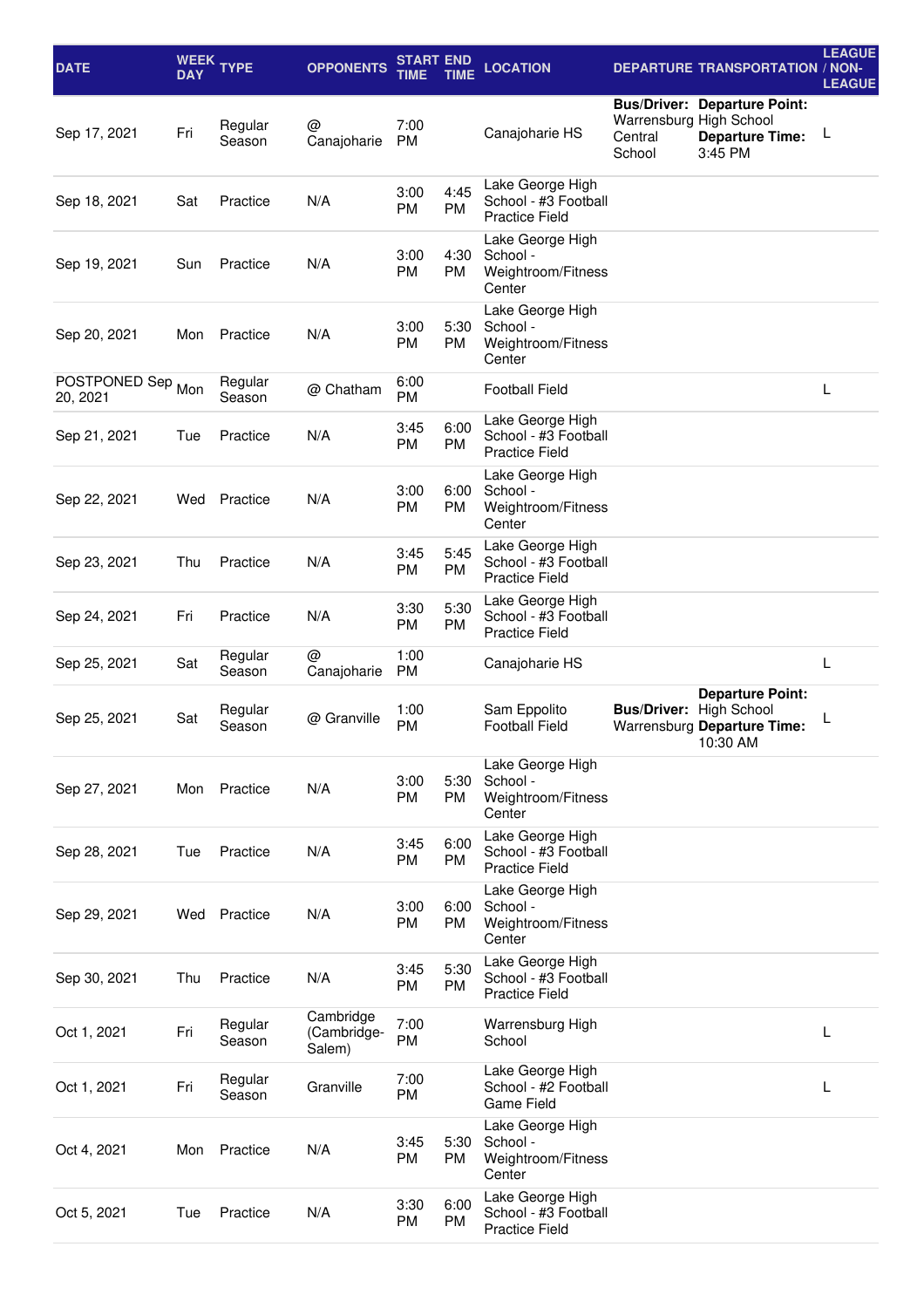| DATE | WEEK DAY | TYPE | OPPONENTS | START TIME | END TIME | LOCATION | DEPARTURE | TRANSPORTATION | LEAGUE / NON-LEAGUE |
|---|---|---|---|---|---|---|---|---|---|
| Sep 17, 2021 | Fri | Regular Season | @ Canajoharie | 7:00 PM | | Canajoharie HS | **Bus/Driver:** Warrensburg Central School | **Departure Point:** High School **Departure Time:** 3:45 PM | L |
| Sep 18, 2021 | Sat | Practice | N/A | 3:00 PM | 4:45 PM | Lake George High School - #3 Football Practice Field | | | |
| Sep 19, 2021 | Sun | Practice | N/A | 3:00 PM | 4:30 PM | Lake George High School - Weightroom/Fitness Center | | | |
| Sep 20, 2021 | Mon | Practice | N/A | 3:00 PM | 5:30 PM | Lake George High School - Weightroom/Fitness Center | | | |
| POSTPONED Sep 20, 2021 | Mon | Regular Season | @ Chatham | 6:00 PM | | Football Field | | | L |
| Sep 21, 2021 | Tue | Practice | N/A | 3:45 PM | 6:00 PM | Lake George High School - #3 Football Practice Field | | | |
| Sep 22, 2021 | Wed | Practice | N/A | 3:00 PM | 6:00 PM | Lake George High School - Weightroom/Fitness Center | | | |
| Sep 23, 2021 | Thu | Practice | N/A | 3:45 PM | 5:45 PM | Lake George High School - #3 Football Practice Field | | | |
| Sep 24, 2021 | Fri | Practice | N/A | 3:30 PM | 5:30 PM | Lake George High School - #3 Football Practice Field | | | |
| Sep 25, 2021 | Sat | Regular Season | @ Canajoharie | 1:00 PM | | Canajoharie HS | | | L |
| Sep 25, 2021 | Sat | Regular Season | @ Granville | 1:00 PM | | Sam Eppolito Football Field | **Bus/Driver:** Warrensburg | **Departure Point:** High School **Departure Time:** 10:30 AM | L |
| Sep 27, 2021 | Mon | Practice | N/A | 3:00 PM | 5:30 PM | Lake George High School - Weightroom/Fitness Center | | | |
| Sep 28, 2021 | Tue | Practice | N/A | 3:45 PM | 6:00 PM | Lake George High School - #3 Football Practice Field | | | |
| Sep 29, 2021 | Wed | Practice | N/A | 3:00 PM | 6:00 PM | Lake George High School - Weightroom/Fitness Center | | | |
| Sep 30, 2021 | Thu | Practice | N/A | 3:45 PM | 5:30 PM | Lake George High School - #3 Football Practice Field | | | |
| Oct 1, 2021 | Fri | Regular Season | Cambridge (Cambridge-Salem) | 7:00 PM | | Warrensburg High School | | | L |
| Oct 1, 2021 | Fri | Regular Season | Granville | 7:00 PM | | Lake George High School - #2 Football Game Field | | | L |
| Oct 4, 2021 | Mon | Practice | N/A | 3:45 PM | 5:30 PM | Lake George High School - Weightroom/Fitness Center | | | |
| Oct 5, 2021 | Tue | Practice | N/A | 3:30 PM | 6:00 PM | Lake George High School - #3 Football Practice Field | | | |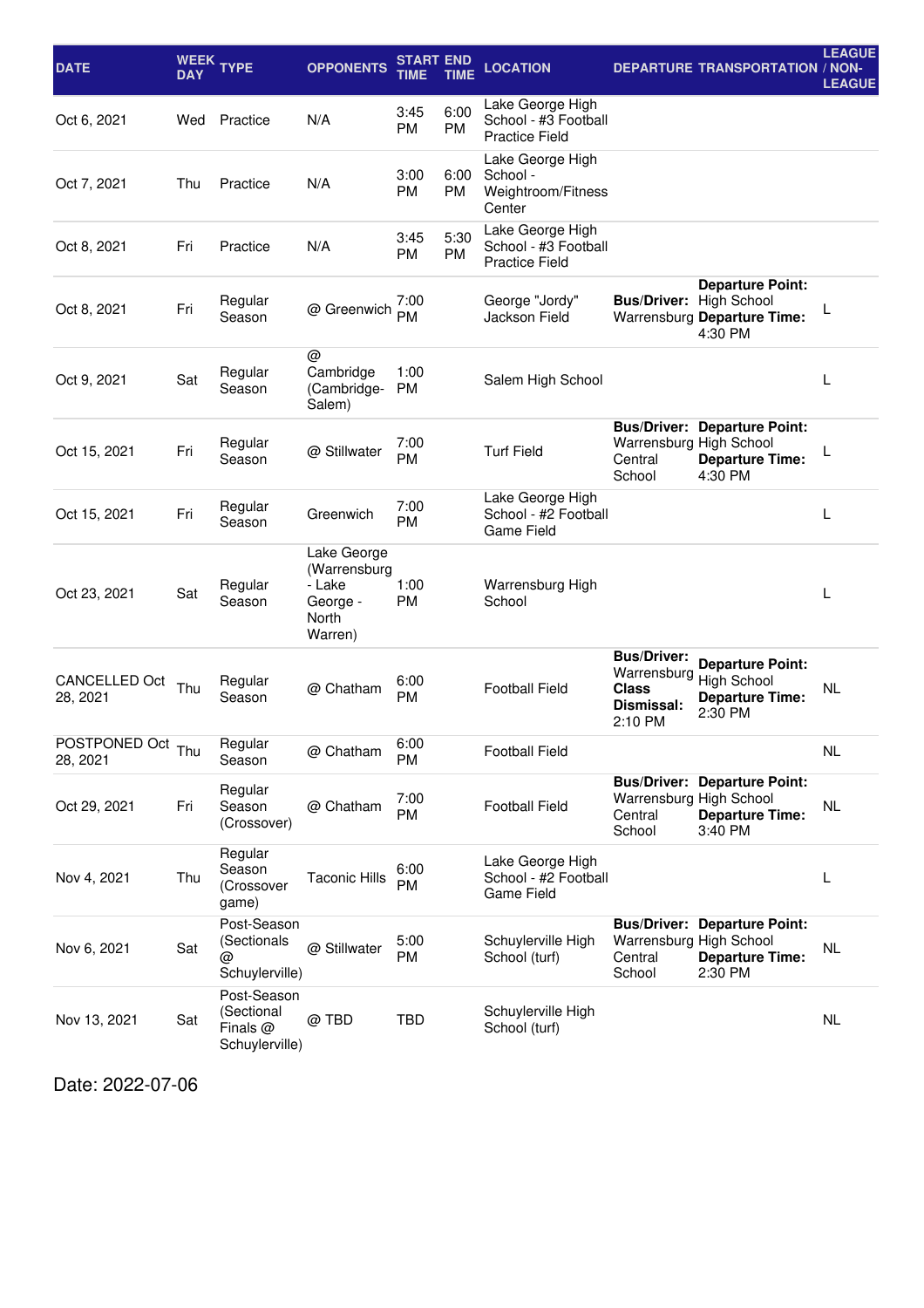| DATE | WEEK DAY | TYPE | OPPONENTS | START TIME | END TIME | LOCATION | DEPARTURE | TRANSPORTATION | LEAGUE / NON-LEAGUE |
|---|---|---|---|---|---|---|---|---|---|
| Oct 6, 2021 | Wed | Practice | N/A | 3:45 PM | 6:00 PM | Lake George High School - #3 Football Practice Field | | | |
| Oct 7, 2021 | Thu | Practice | N/A | 3:00 PM | 6:00 PM | Lake George High School - Weightroom/Fitness Center | | | |
| Oct 8, 2021 | Fri | Practice | N/A | 3:45 PM | 5:30 PM | Lake George High School - #3 Football Practice Field | | | |
| Oct 8, 2021 | Fri | Regular Season | @ Greenwich | 7:00 PM | | George "Jordy" Jackson Field | **Bus/Driver:** Warrensburg | **Departure Point:** High School **Departure Time:** 4:30 PM | L |
| Oct 9, 2021 | Sat | Regular Season | @ Cambridge (Cambridge-Salem) | 1:00 PM | | Salem High School | | | L |
| Oct 15, 2021 | Fri | Regular Season | @ Stillwater | 7:00 PM | | Turf Field | **Bus/Driver:** Warrensburg Central School | **Departure Point:** High School **Departure Time:** 4:30 PM | L |
| Oct 15, 2021 | Fri | Regular Season | Greenwich | 7:00 PM | | Lake George High School - #2 Football Game Field | | | L |
| Oct 23, 2021 | Sat | Regular Season | Lake George (Warrensburg - Lake George - North Warren) | 1:00 PM | | Warrensburg High School | | | L |
| CANCELLED Oct 28, 2021 | Thu | Regular Season | @ Chatham | 6:00 PM | | Football Field | **Bus/Driver:** Warrensburg **Class Dismissal:** 2:10 PM | **Departure Point:** High School **Departure Time:** 2:30 PM | NL |
| POSTPONED Oct 28, 2021 | Thu | Regular Season | @ Chatham | 6:00 PM | | Football Field | | | NL |
| Oct 29, 2021 | Fri | Regular Season (Crossover) | @ Chatham | 7:00 PM | | Football Field | **Bus/Driver:** Warrensburg Central School | **Departure Point:** High School **Departure Time:** 3:40 PM | NL |
| Nov 4, 2021 | Thu | Regular Season (Crossover game) | Taconic Hills | 6:00 PM | | Lake George High School - #2 Football Game Field | | | L |
| Nov 6, 2021 | Sat | Post-Season (Sectionals @ Schuylerville) | @ Stillwater | 5:00 PM | | Schuylerville High School (turf) | **Bus/Driver:** Warrensburg Central School | **Departure Point:** High School **Departure Time:** 2:30 PM | NL |
| Nov 13, 2021 | Sat | Post-Season (Sectional Finals @ Schuylerville) | @ TBD | TBD | | Schuylerville High School (turf) | | | NL |

Date: 2022-07-06